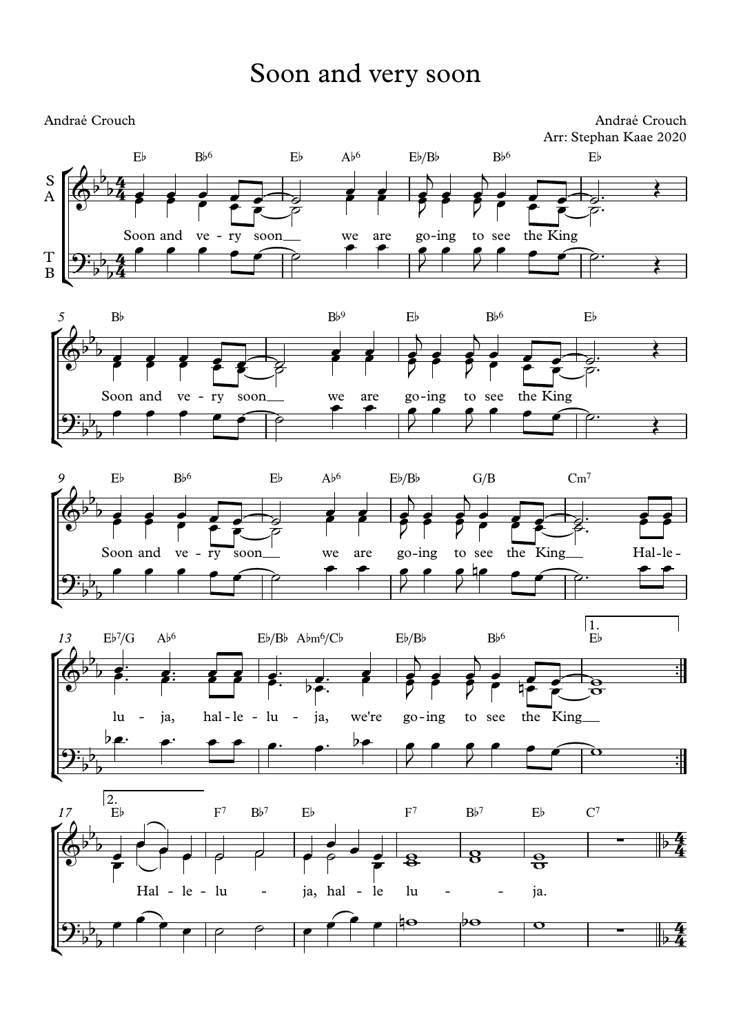# Soon and very soon

Andraé Crouch

Andraé Crouch
Arr: Stephan Kaae 2020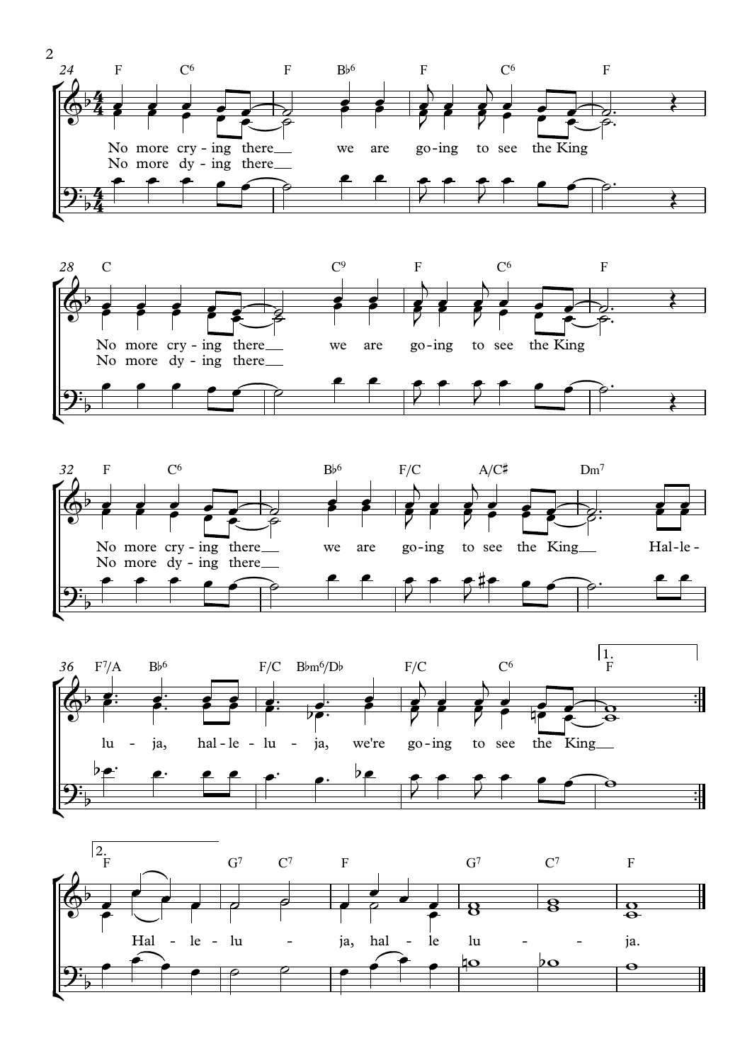24

F C$^6$ F B♭$^6$ F C$^6$ F

No more cry - ing there __ we are go - ing to see the King
No more dy - ing there __

28

C C$^9$ F C$^6$ F

No more cry - ing there __ we are go - ing to see the King
No more dy - ing there __

32

F C$^6$ B♭$^6$ F/C A/C♯ Dm$^7$

No more cry - ing there __ we are go - ing to see the King __ Hal - le -
No more dy - ing there __

36

F$^7$/A B♭$^6$ F/C B♭m$^6$/D♭ F/C C$^6$ 1. F

lu - ja, hal - le - lu - ja, we're go - ing to see the King __

2. F G$^7$ C$^7$ F G$^7$ C$^7$ F

Hal - le - lu - ja, hal - le lu - - ja.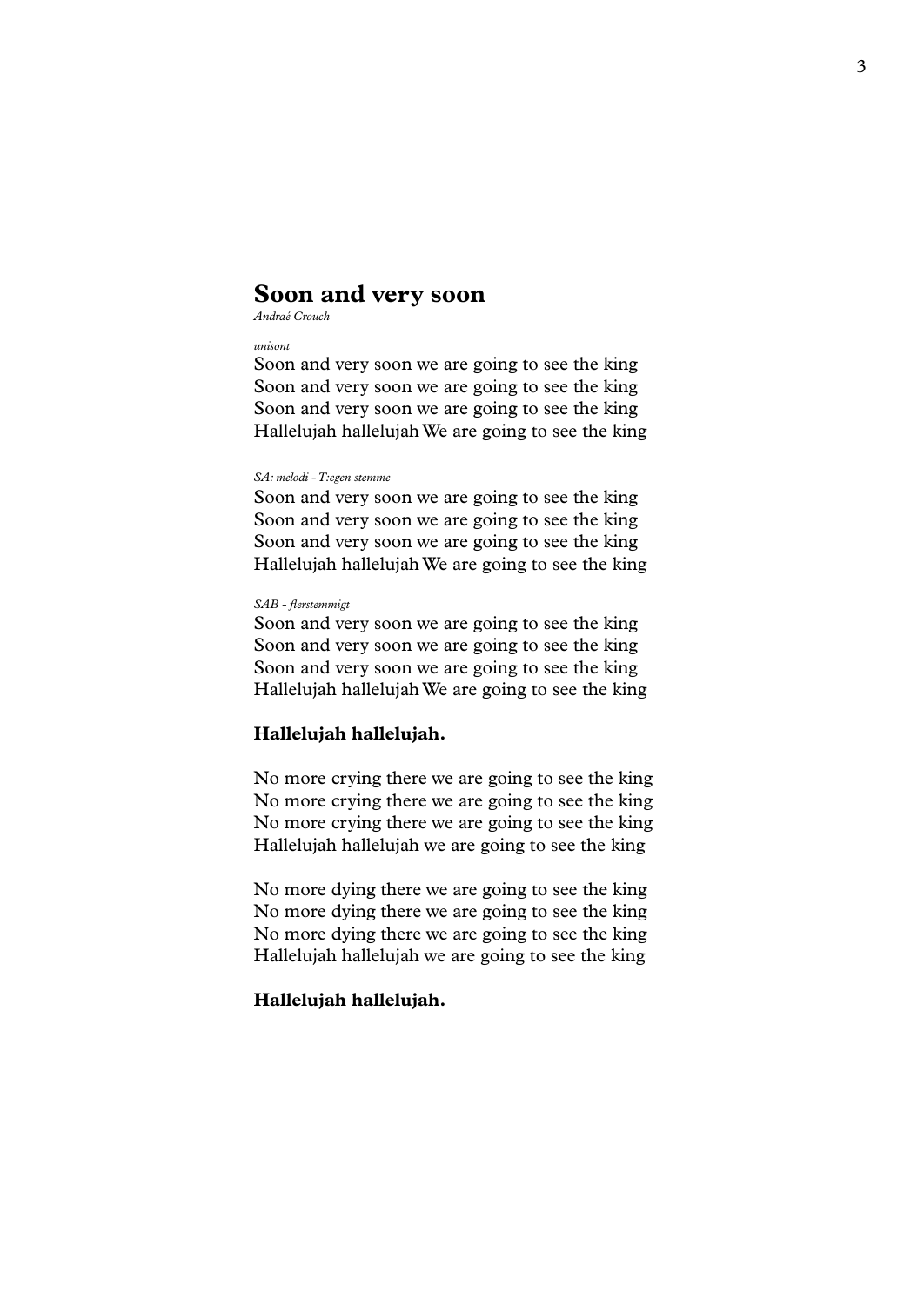## Soon and very soon

*Andraé Crouch*

*unisont*

Soon and very soon we are going to see the king
Soon and very soon we are going to see the king
Soon and very soon we are going to see the king
Hallelujah hallelujah We are going to see the king

*SA: melodi - T:egen stemme*

Soon and very soon we are going to see the king
Soon and very soon we are going to see the king
Soon and very soon we are going to see the king
Hallelujah hallelujah We are going to see the king

*SAB - flerstemmigt*

Soon and very soon we are going to see the king
Soon and very soon we are going to see the king
Soon and very soon we are going to see the king
Hallelujah hallelujah We are going to see the king

**Hallelujah hallelujah.**

No more crying there we are going to see the king
No more crying there we are going to see the king
No more crying there we are going to see the king
Hallelujah hallelujah we are going to see the king

No more dying there we are going to see the king
No more dying there we are going to see the king
No more dying there we are going to see the king
Hallelujah hallelujah we are going to see the king

**Hallelujah hallelujah.**